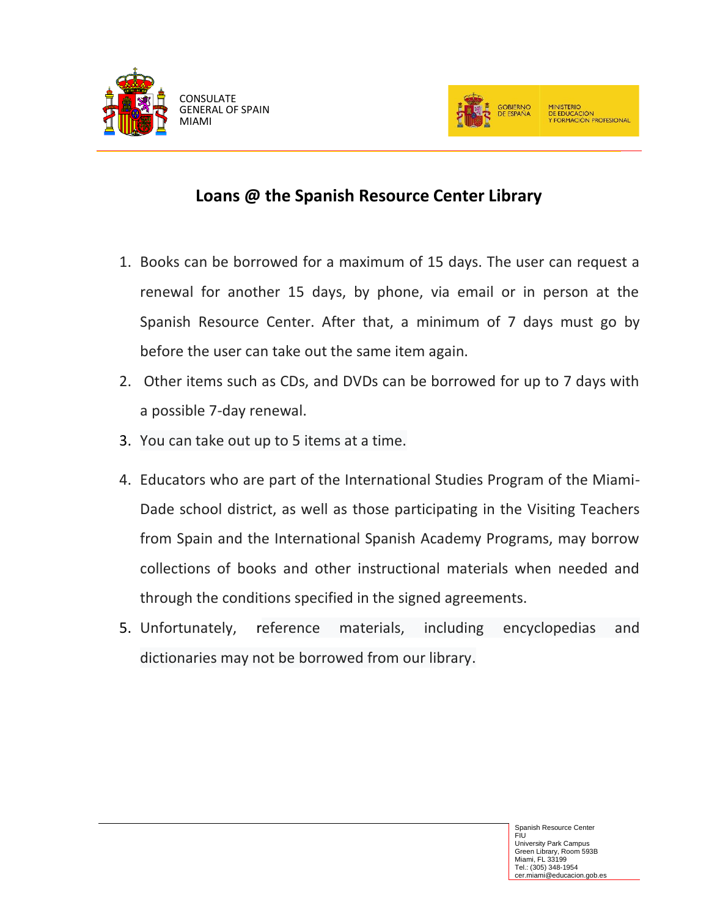CONSULATE
GENERAL OF SPAIN
MIAMI

GOBIERNO DE ESPAÑA — MINISTERIO DE EDUCACIÓN Y FORMACIÓN PROFESIONAL

# Loans @ the Spanish Resource Center Library

1. Books can be borrowed for a maximum of 15 days. The user can request a renewal for another 15 days, by phone, via email or in person at the Spanish Resource Center. After that, a minimum of 7 days must go by before the user can take out the same item again.
2. Other items such as CDs, and DVDs can be borrowed for up to 7 days with a possible 7-day renewal.
3. You can take out up to 5 items at a time.
4. Educators who are part of the International Studies Program of the Miami-Dade school district, as well as those participating in the Visiting Teachers from Spain and the International Spanish Academy Programs, may borrow collections of books and other instructional materials when needed and through the conditions specified in the signed agreements.
5. Unfortunately, reference materials, including encyclopedias and dictionaries may not be borrowed from our library.

Spanish Resource Center
FIU
University Park Campus
Green Library, Room 593B
Miami, FL 33199
Tel.: (305) 348-1954
cer.miami@educacion.gob.es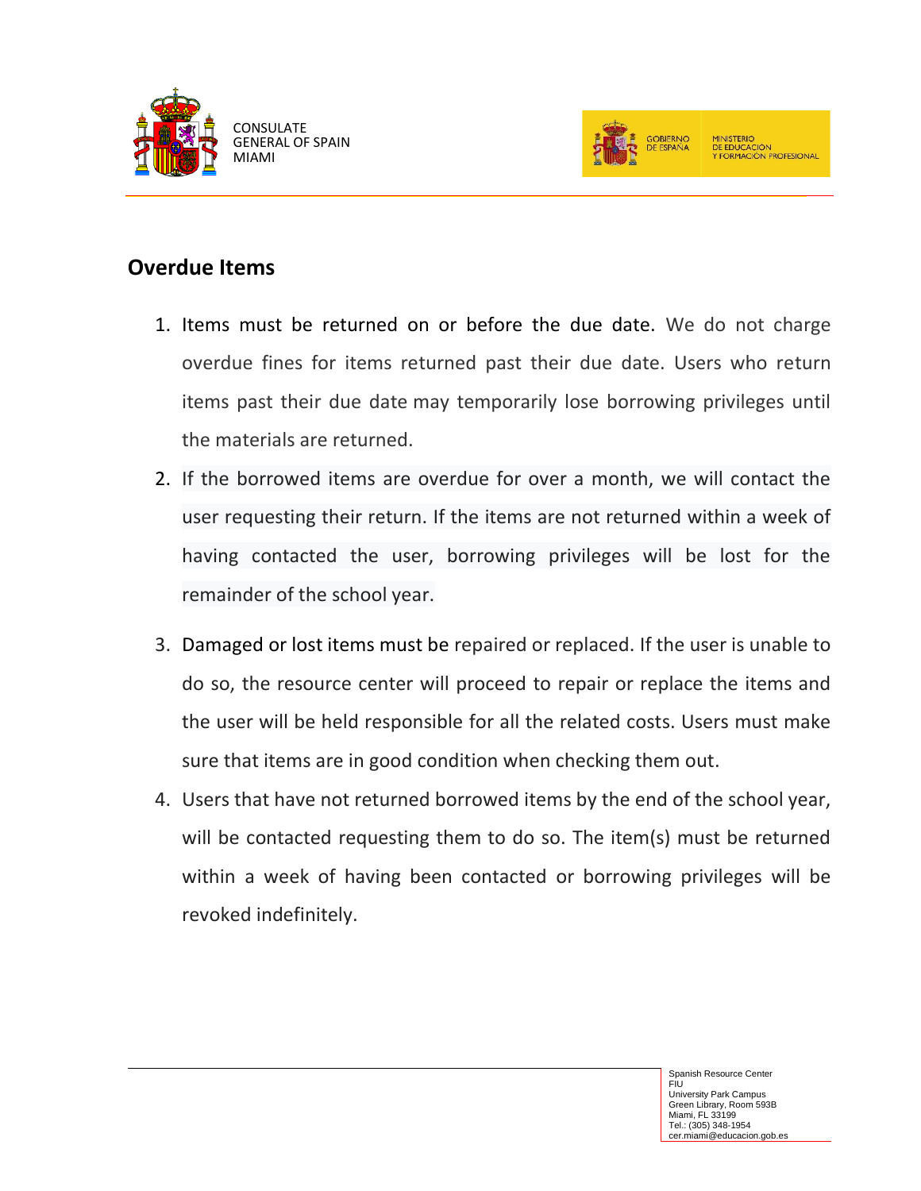## Overdue Items

1. Items must be returned on or before the due date. We do not charge overdue fines for items returned past their due date. Users who return items past their due date may temporarily lose borrowing privileges until the materials are returned.
2. If the borrowed items are overdue for over a month, we will contact the user requesting their return. If the items are not returned within a week of having contacted the user, borrowing privileges will be lost for the remainder of the school year.
3. Damaged or lost items must be repaired or replaced. If the user is unable to do so, the resource center will proceed to repair or replace the items and the user will be held responsible for all the related costs. Users must make sure that items are in good condition when checking them out.
4. Users that have not returned borrowed items by the end of the school year, will be contacted requesting them to do so. The item(s) must be returned within a week of having been contacted or borrowing privileges will be revoked indefinitely.